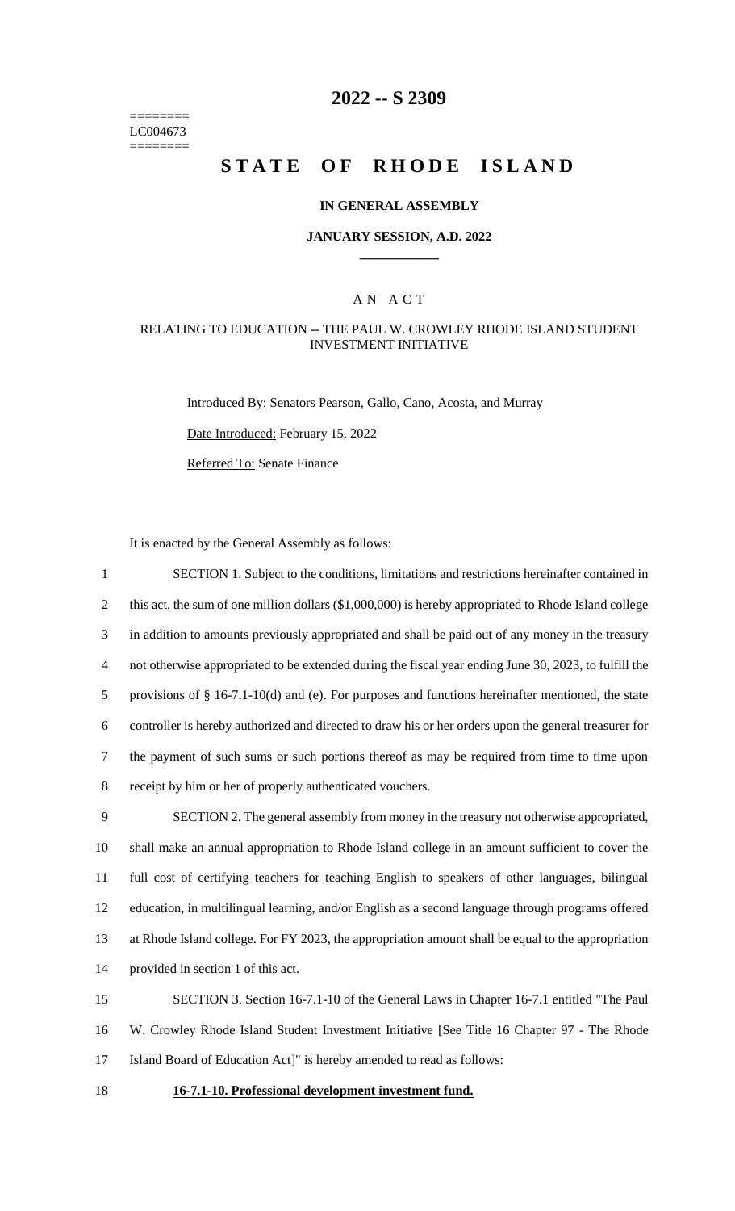========
LC004673
========

# 2022 -- S 2309

# STATE OF RHODE ISLAND

### IN GENERAL ASSEMBLY

### JANUARY SESSION, A.D. 2022

## AN ACT

### RELATING TO EDUCATION -- THE PAUL W. CROWLEY RHODE ISLAND STUDENT INVESTMENT INITIATIVE

Introduced By: Senators Pearson, Gallo, Cano, Acosta, and Murray

Date Introduced: February 15, 2022

Referred To: Senate Finance

It is enacted by the General Assembly as follows:

SECTION 1. Subject to the conditions, limitations and restrictions hereinafter contained in this act, the sum of one million dollars ($1,000,000) is hereby appropriated to Rhode Island college in addition to amounts previously appropriated and shall be paid out of any money in the treasury not otherwise appropriated to be extended during the fiscal year ending June 30, 2023, to fulfill the provisions of § 16-7.1-10(d) and (e). For purposes and functions hereinafter mentioned, the state controller is hereby authorized and directed to draw his or her orders upon the general treasurer for the payment of such sums or such portions thereof as may be required from time to time upon receipt by him or her of properly authenticated vouchers.

SECTION 2. The general assembly from money in the treasury not otherwise appropriated, shall make an annual appropriation to Rhode Island college in an amount sufficient to cover the full cost of certifying teachers for teaching English to speakers of other languages, bilingual education, in multilingual learning, and/or English as a second language through programs offered at Rhode Island college. For FY 2023, the appropriation amount shall be equal to the appropriation provided in section 1 of this act.

SECTION 3. Section 16-7.1-10 of the General Laws in Chapter 16-7.1 entitled "The Paul W. Crowley Rhode Island Student Investment Initiative [See Title 16 Chapter 97 - The Rhode Island Board of Education Act]" is hereby amended to read as follows:

**16-7.1-10. Professional development investment fund.**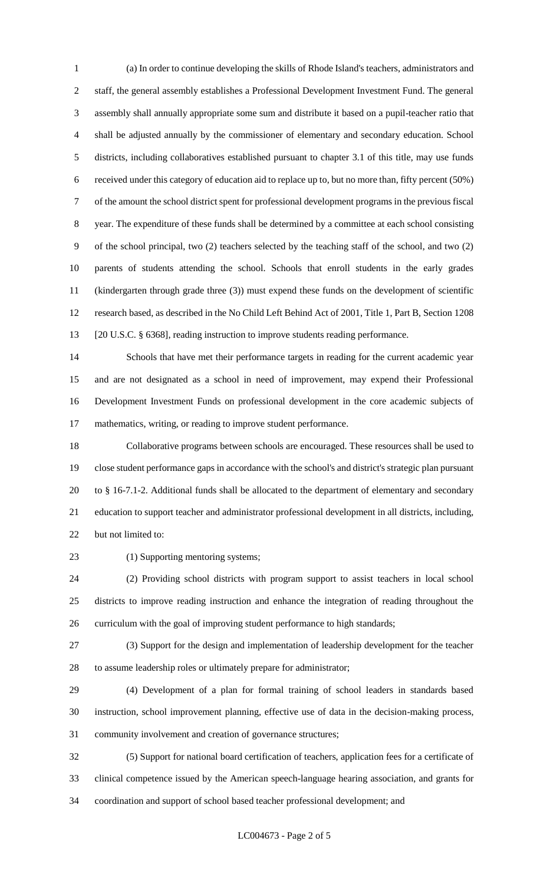(a) In order to continue developing the skills of Rhode Island's teachers, administrators and staff, the general assembly establishes a Professional Development Investment Fund. The general assembly shall annually appropriate some sum and distribute it based on a pupil-teacher ratio that shall be adjusted annually by the commissioner of elementary and secondary education. School districts, including collaboratives established pursuant to chapter 3.1 of this title, may use funds received under this category of education aid to replace up to, but no more than, fifty percent (50%) of the amount the school district spent for professional development programs in the previous fiscal year. The expenditure of these funds shall be determined by a committee at each school consisting of the school principal, two (2) teachers selected by the teaching staff of the school, and two (2) parents of students attending the school. Schools that enroll students in the early grades (kindergarten through grade three (3)) must expend these funds on the development of scientific research based, as described in the No Child Left Behind Act of 2001, Title 1, Part B, Section 1208 [20 U.S.C. § 6368], reading instruction to improve students reading performance.

Schools that have met their performance targets in reading for the current academic year and are not designated as a school in need of improvement, may expend their Professional Development Investment Funds on professional development in the core academic subjects of mathematics, writing, or reading to improve student performance.

Collaborative programs between schools are encouraged. These resources shall be used to close student performance gaps in accordance with the school's and district's strategic plan pursuant to § 16-7.1-2. Additional funds shall be allocated to the department of elementary and secondary education to support teacher and administrator professional development in all districts, including, but not limited to:

(1) Supporting mentoring systems;

(2) Providing school districts with program support to assist teachers in local school districts to improve reading instruction and enhance the integration of reading throughout the curriculum with the goal of improving student performance to high standards;

(3) Support for the design and implementation of leadership development for the teacher to assume leadership roles or ultimately prepare for administrator;

(4) Development of a plan for formal training of school leaders in standards based instruction, school improvement planning, effective use of data in the decision-making process, community involvement and creation of governance structures;

(5) Support for national board certification of teachers, application fees for a certificate of clinical competence issued by the American speech-language hearing association, and grants for coordination and support of school based teacher professional development; and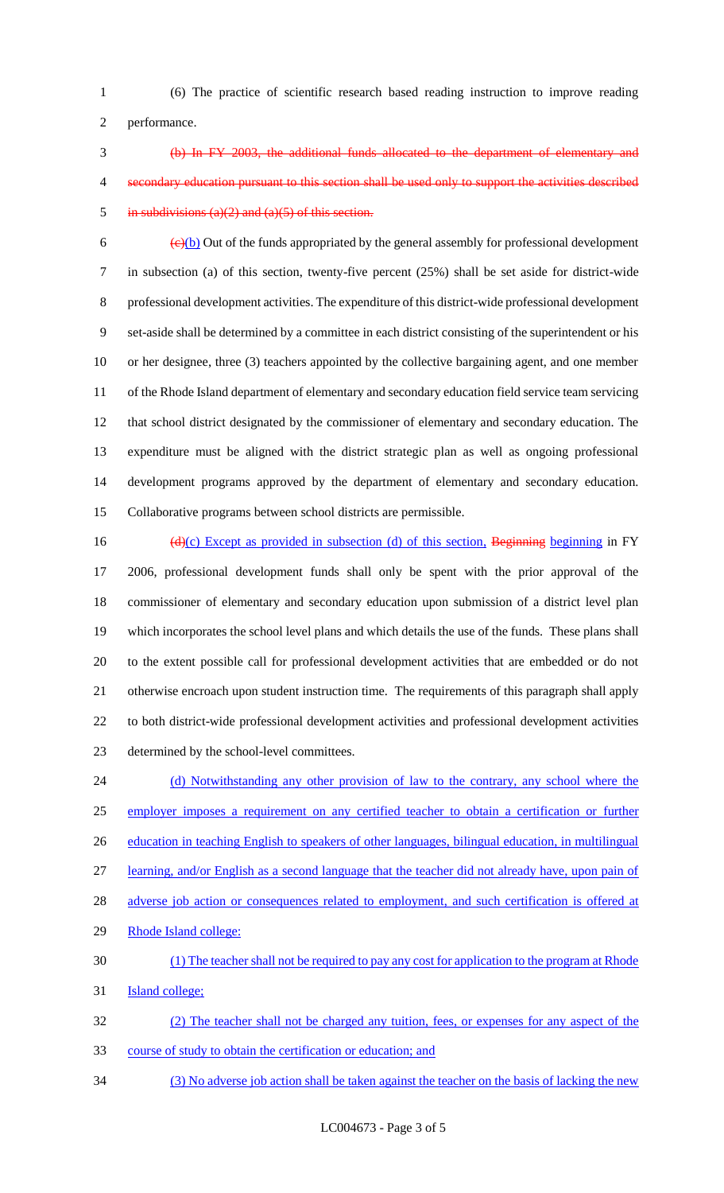(6) The practice of scientific research based reading instruction to improve reading performance.

~~(b) In FY 2003, the additional funds allocated to the department of elementary and secondary education pursuant to this section shall be used only to support the activities described in subdivisions (a)(2) and (a)(5) of this section.~~

~~(c)~~(b) Out of the funds appropriated by the general assembly for professional development in subsection (a) of this section, twenty-five percent (25%) shall be set aside for district-wide professional development activities. The expenditure of this district-wide professional development set-aside shall be determined by a committee in each district consisting of the superintendent or his or her designee, three (3) teachers appointed by the collective bargaining agent, and one member of the Rhode Island department of elementary and secondary education field service team servicing that school district designated by the commissioner of elementary and secondary education. The expenditure must be aligned with the district strategic plan as well as ongoing professional development programs approved by the department of elementary and secondary education. Collaborative programs between school districts are permissible.

~~(d)~~(c) Except as provided in subsection (d) of this section, ~~Beginning~~ beginning in FY 2006, professional development funds shall only be spent with the prior approval of the commissioner of elementary and secondary education upon submission of a district level plan which incorporates the school level plans and which details the use of the funds. These plans shall to the extent possible call for professional development activities that are embedded or do not otherwise encroach upon student instruction time. The requirements of this paragraph shall apply to both district-wide professional development activities and professional development activities determined by the school-level committees.

(d) Notwithstanding any other provision of law to the contrary, any school where the employer imposes a requirement on any certified teacher to obtain a certification or further education in teaching English to speakers of other languages, bilingual education, in multilingual learning, and/or English as a second language that the teacher did not already have, upon pain of adverse job action or consequences related to employment, and such certification is offered at Rhode Island college:

(1) The teacher shall not be required to pay any cost for application to the program at Rhode Island college;

(2) The teacher shall not be charged any tuition, fees, or expenses for any aspect of the course of study to obtain the certification or education; and

(3) No adverse job action shall be taken against the teacher on the basis of lacking the new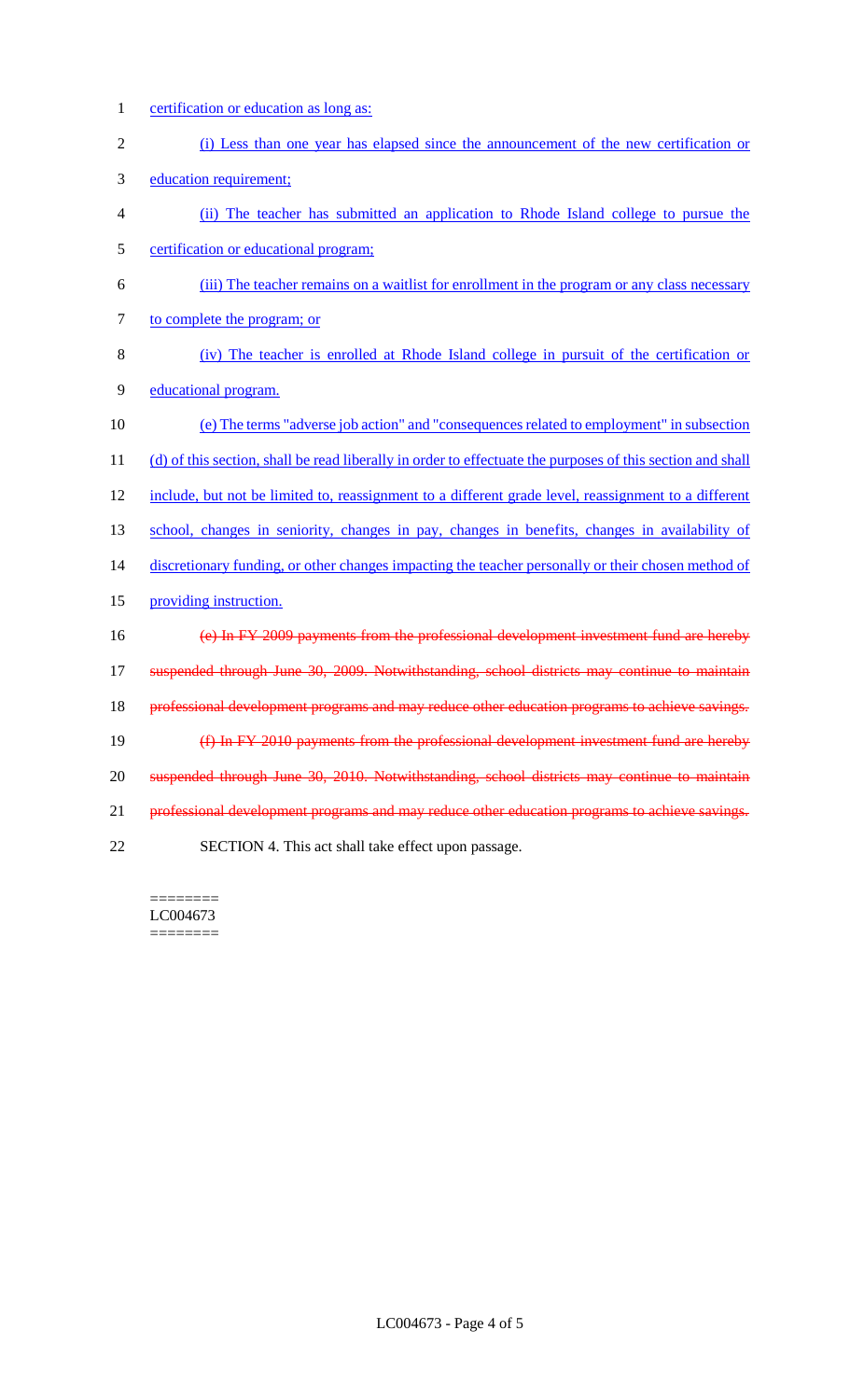certification or education as long as:

(i) Less than one year has elapsed since the announcement of the new certification or education requirement;

(ii) The teacher has submitted an application to Rhode Island college to pursue the certification or educational program;

(iii) The teacher remains on a waitlist for enrollment in the program or any class necessary to complete the program; or

(iv) The teacher is enrolled at Rhode Island college in pursuit of the certification or educational program.

(e) The terms "adverse job action" and "consequences related to employment" in subsection (d) of this section, shall be read liberally in order to effectuate the purposes of this section and shall include, but not be limited to, reassignment to a different grade level, reassignment to a different school, changes in seniority, changes in pay, changes in benefits, changes in availability of discretionary funding, or other changes impacting the teacher personally or their chosen method of providing instruction.

~~(e) In FY 2009 payments from the professional development investment fund are hereby suspended through June 30, 2009. Notwithstanding, school districts may continue to maintain professional development programs and may reduce other education programs to achieve savings.~~

~~(f) In FY 2010 payments from the professional development investment fund are hereby suspended through June 30, 2010. Notwithstanding, school districts may continue to maintain professional development programs and may reduce other education programs to achieve savings.~~

SECTION 4. This act shall take effect upon passage.

========
LC004673
========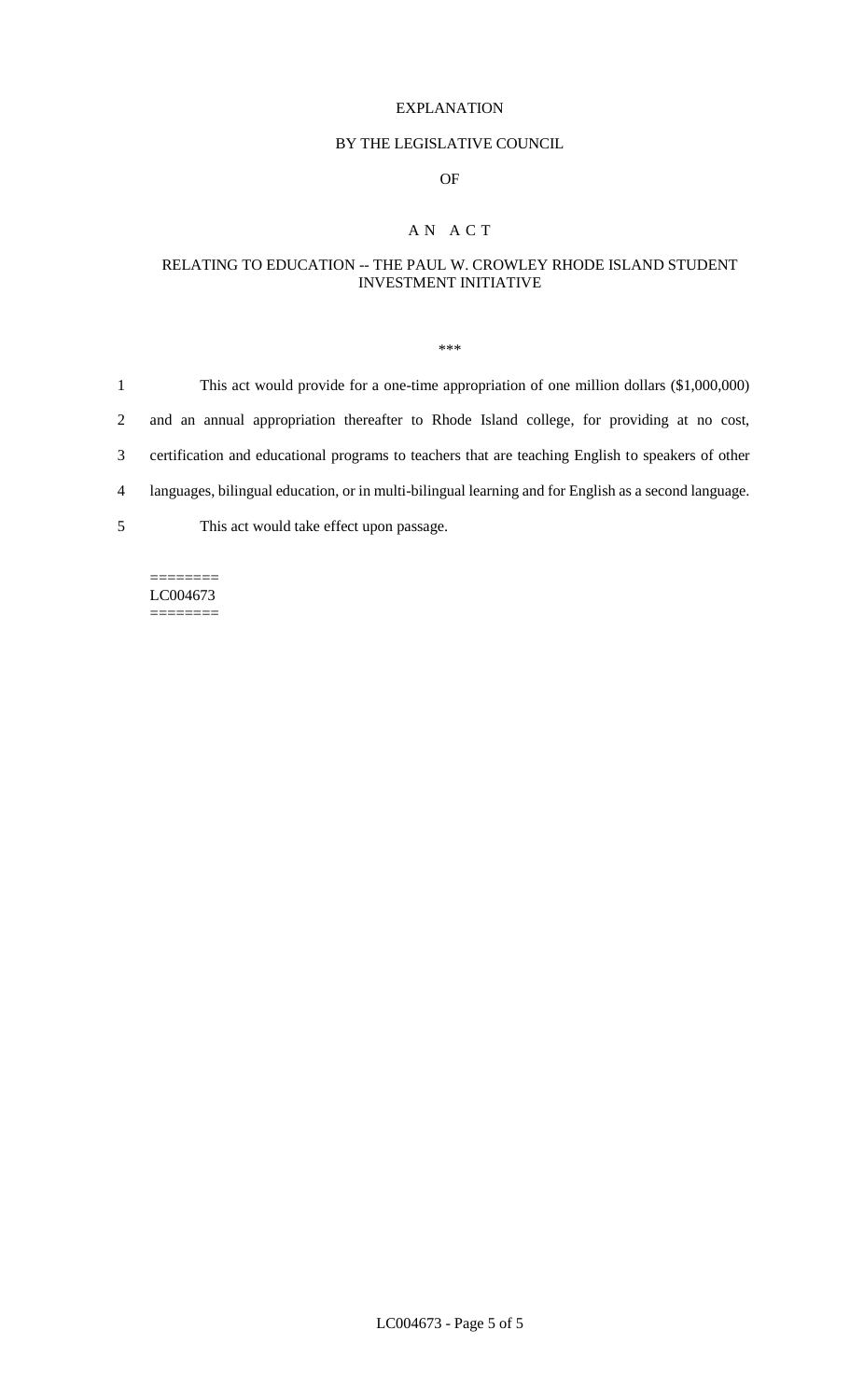EXPLANATION

BY THE LEGISLATIVE COUNCIL

OF

A N A C T

RELATING TO EDUCATION -- THE PAUL W. CROWLEY RHODE ISLAND STUDENT INVESTMENT INITIATIVE

\*\*\*

This act would provide for a one-time appropriation of one million dollars ($1,000,000) and an annual appropriation thereafter to Rhode Island college, for providing at no cost, certification and educational programs to teachers that are teaching English to speakers of other languages, bilingual education, or in multi-bilingual learning and for English as a second language.

This act would take effect upon passage.

========
LC004673
========